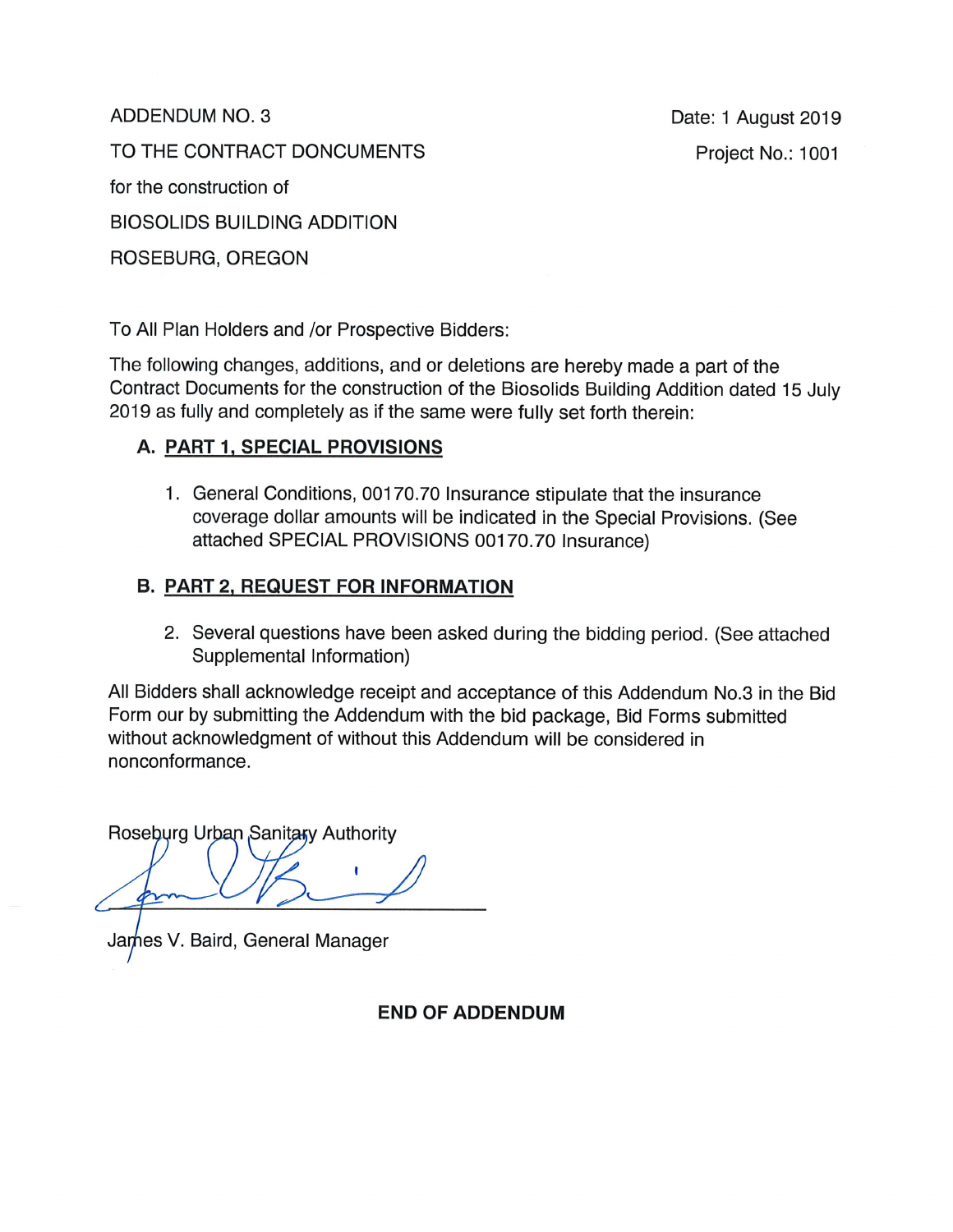ADDENDUM NO. 3

TO THE CONTRACT DONCUMENTS

for the construction of

BIOSOLIDS BUILDING ADDITION

ROSEBURG, OREGON

Date: 1 August 2019

Project No.: 1001

To All Plan Holders and /or Prospective Bidders:

The following changes, additions, and or deletions are hereby made a part of the Contract Documents for the construction of the Biosolids Building Addition dated 15 July 2019 as fully and completely as if the same were fully set forth therein:

## A. PART 1, SPECIAL PROVISIONS

1. General Conditions, 00170.70 Insurance stipulate that the insurance coverage dollar amounts will be indicated in the Special Provisions. (See attached SPECIAL PROVISIONS 00170.70 Insurance)

## B. PART 2, REQUEST FOR INFORMATION

2. Several questions have been asked during the bidding period. (See attached Supplemental Information)

All Bidders shall acknowledge receipt and acceptance of this Addendum No.3 in the Bid Form our by submitting the Addendum with the bid package, Bid Forms submitted without acknowledgment of without this Addendum will be considered in nonconformance.

Roseburg Urban Sanitary Authority

James V. Baird, General Manager

**END OF ADDENDUM**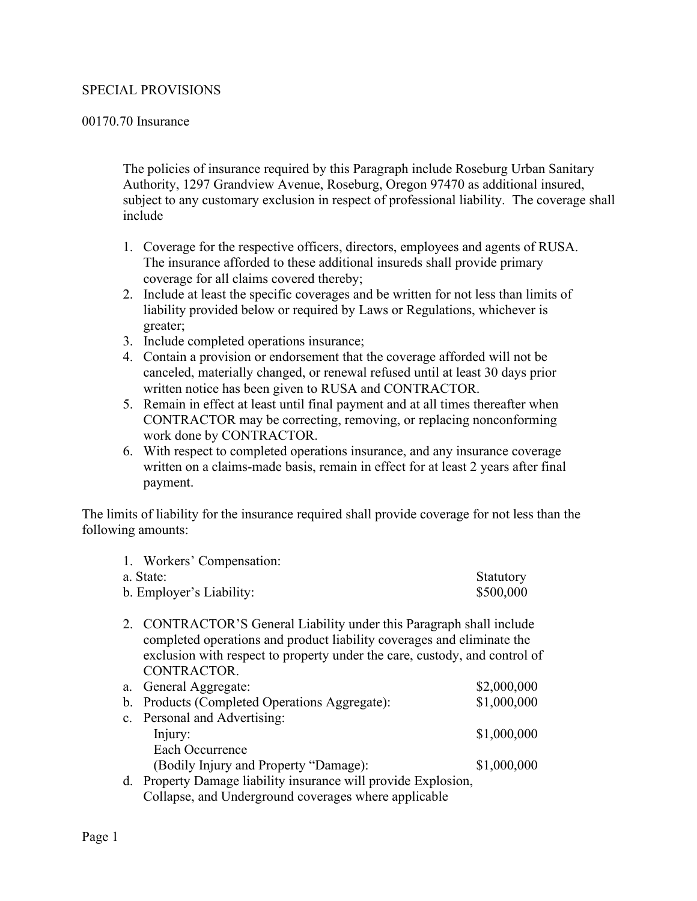SPECIAL PROVISIONS

00170.70 Insurance

The policies of insurance required by this Paragraph include Roseburg Urban Sanitary Authority, 1297 Grandview Avenue, Roseburg, Oregon 97470 as additional insured, subject to any customary exclusion in respect of professional liability. The coverage shall include

1. Coverage for the respective officers, directors, employees and agents of RUSA. The insurance afforded to these additional insureds shall provide primary coverage for all claims covered thereby;
2. Include at least the specific coverages and be written for not less than limits of liability provided below or required by Laws or Regulations, whichever is greater;
3. Include completed operations insurance;
4. Contain a provision or endorsement that the coverage afforded will not be canceled, materially changed, or renewal refused until at least 30 days prior written notice has been given to RUSA and CONTRACTOR.
5. Remain in effect at least until final payment and at all times thereafter when CONTRACTOR may be correcting, removing, or replacing nonconforming work done by CONTRACTOR.
6. With respect to completed operations insurance, and any insurance coverage written on a claims-made basis, remain in effect for at least 2 years after final payment.

The limits of liability for the insurance required shall provide coverage for not less than the following amounts:

1. Workers' Compensation:

| | |
|---|---|
| a. State: | Statutory |
| b. Employer's Liability: | $500,000 |

2. CONTRACTOR'S General Liability under this Paragraph shall include completed operations and product liability coverages and eliminate the exclusion with respect to property under the care, custody, and control of CONTRACTOR.

| | |
|---|---|
| a. General Aggregate: | $2,000,000 |
| b. Products (Completed Operations Aggregate): | $1,000,000 |
| c. Personal and Advertising: | |
| Injury: | $1,000,000 |
| Each Occurrence | |
| (Bodily Injury and Property "Damage): | $1,000,000 |

d. Property Damage liability insurance will provide Explosion, Collapse, and Underground coverages where applicable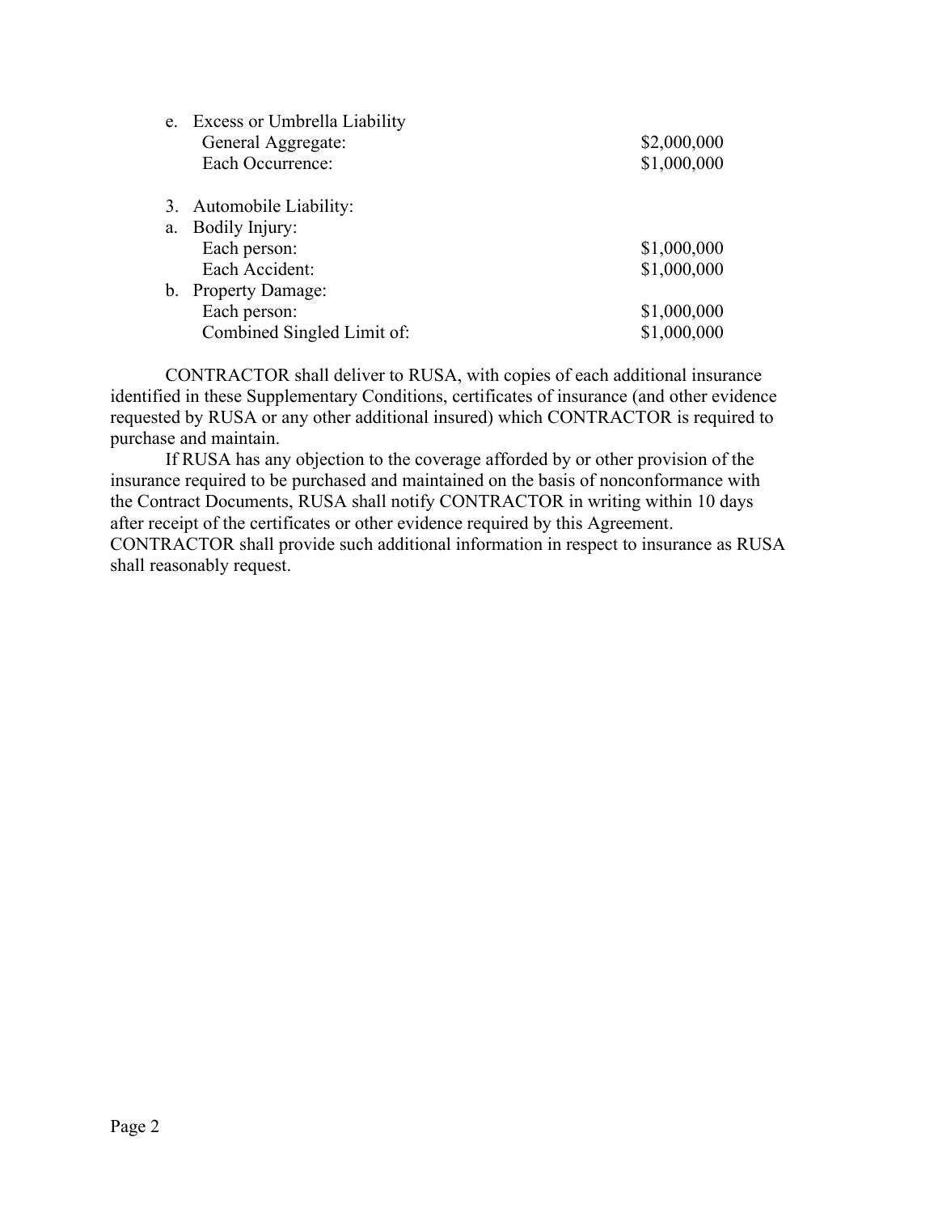e. Excess or Umbrella Liability

| | |
|---|---|
| General Aggregate: | $2,000,000 |
| Each Occurrence: | $1,000,000 |

3. Automobile Liability:

a. Bodily Injury:

| | |
|---|---|
| Each person: | $1,000,000 |
| Each Accident: | $1,000,000 |

b. Property Damage:

| | |
|---|---|
| Each person: | $1,000,000 |
| Combined Singled Limit of: | $1,000,000 |

CONTRACTOR shall deliver to RUSA, with copies of each additional insurance identified in these Supplementary Conditions, certificates of insurance (and other evidence requested by RUSA or any other additional insured) which CONTRACTOR is required to purchase and maintain.

If RUSA has any objection to the coverage afforded by or other provision of the insurance required to be purchased and maintained on the basis of nonconformance with the Contract Documents, RUSA shall notify CONTRACTOR in writing within 10 days after receipt of the certificates or other evidence required by this Agreement. CONTRACTOR shall provide such additional information in respect to insurance as RUSA shall reasonably request.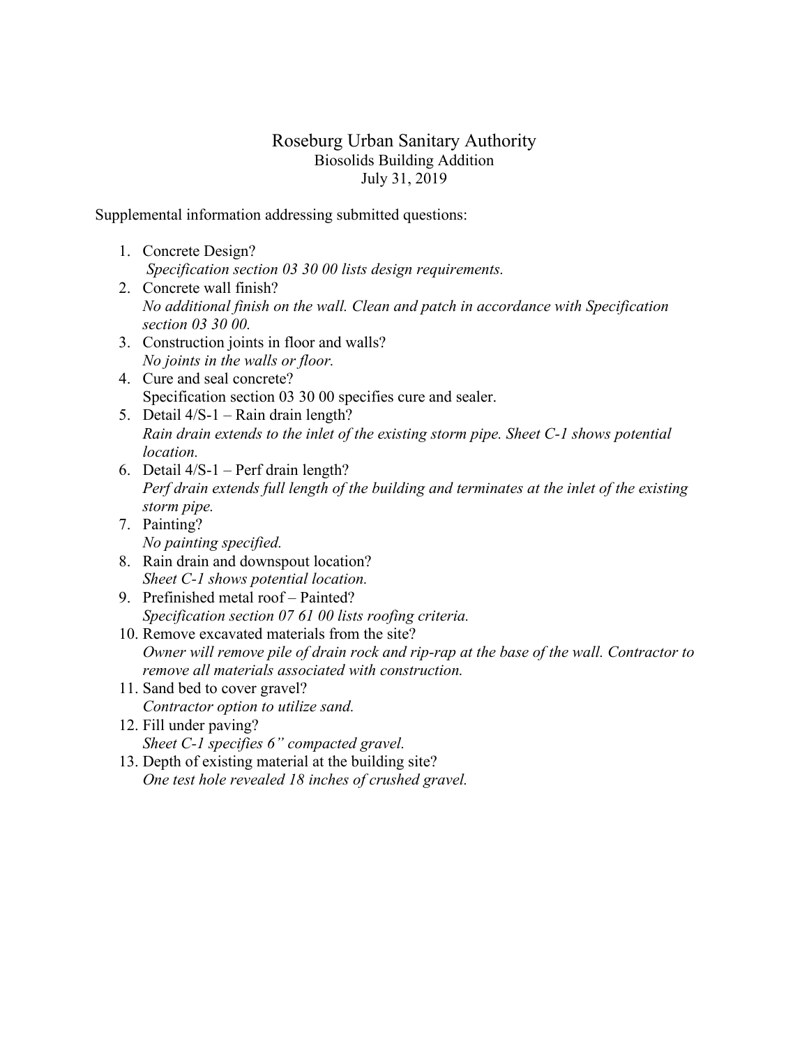# Roseburg Urban Sanitary Authority

## Biosolids Building Addition

July 31, 2019

Supplemental information addressing submitted questions:

1. Concrete Design?
   *Specification section 03 30 00 lists design requirements.*
2. Concrete wall finish?
   *No additional finish on the wall. Clean and patch in accordance with Specification section 03 30 00.*
3. Construction joints in floor and walls?
   *No joints in the walls or floor.*
4. Cure and seal concrete?
   Specification section 03 30 00 specifies cure and sealer.
5. Detail 4/S-1 – Rain drain length?
   *Rain drain extends to the inlet of the existing storm pipe. Sheet C-1 shows potential location.*
6. Detail 4/S-1 – Perf drain length?
   *Perf drain extends full length of the building and terminates at the inlet of the existing storm pipe.*
7. Painting?
   *No painting specified.*
8. Rain drain and downspout location?
   *Sheet C-1 shows potential location.*
9. Prefinished metal roof – Painted?
   *Specification section 07 61 00 lists roofing criteria.*
10. Remove excavated materials from the site?
    *Owner will remove pile of drain rock and rip-rap at the base of the wall. Contractor to remove all materials associated with construction.*
11. Sand bed to cover gravel?
    *Contractor option to utilize sand.*
12. Fill under paving?
    *Sheet C-1 specifies 6" compacted gravel.*
13. Depth of existing material at the building site?
    *One test hole revealed 18 inches of crushed gravel.*